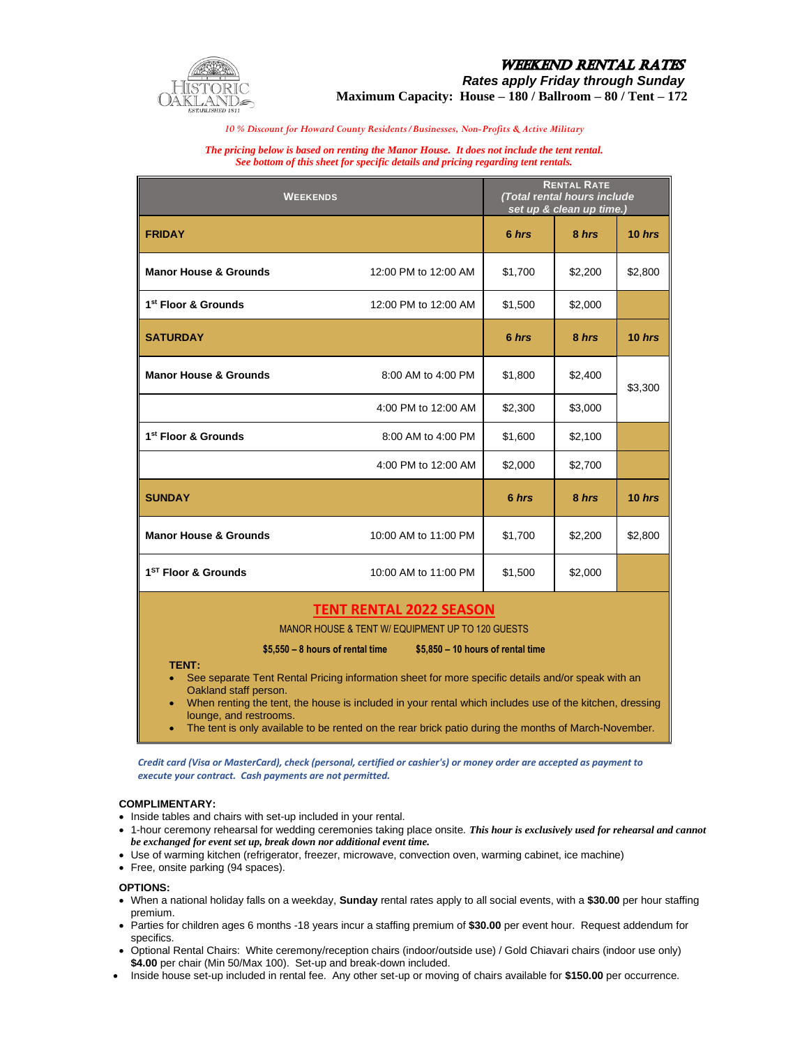# WEEKEND RENTAL RATES

***Rates apply Friday through Sunday***

**Maximum Capacity: House – 180 / Ballroom – 80 / Tent – 172**

*10 % Discount for Howard County Residents / Businesses, Non-Profits & Active Military*

***The pricing below is based on renting the Manor House. It does not include the tent rental. See bottom of this sheet for specific details and pricing regarding tent rentals.***

| WEEKENDS | | RENTAL RATE *(Total rental hours include set up & clean up time.)* | | |
|---|---|---|---|---|
| **FRIDAY** | | **6 *hrs*** | **8 *hrs*** | **10 *hrs*** |
| **Manor House & Grounds** | 12:00 PM to 12:00 AM | $1,700 | $2,200 | $2,800 |
| **1st Floor & Grounds** | 12:00 PM to 12:00 AM | $1,500 | $2,000 | |
| **SATURDAY** | | **6 *hrs*** | **8 *hrs*** | **10 *hrs*** |
| **Manor House & Grounds** | 8:00 AM to 4:00 PM | $1,800 | $2,400 | $3,300 |
| | 4:00 PM to 12:00 AM | $2,300 | $3,000 | |
| **1st Floor & Grounds** | 8:00 AM to 4:00 PM | $1,600 | $2,100 | |
| | 4:00 PM to 12:00 AM | $2,000 | $2,700 | |
| **SUNDAY** | | **6 *hrs*** | **8 *hrs*** | **10 *hrs*** |
| **Manor House & Grounds** | 10:00 AM to 11:00 PM | $1,700 | $2,200 | $2,800 |
| **1ST Floor & Grounds** | 10:00 AM to 11:00 PM | $1,500 | $2,000 | |

## TENT RENTAL 2022 SEASON

MANOR HOUSE & TENT W/ EQUIPMENT UP TO 120 GUESTS

**$5,550 – 8 hours of rental time** **$5,850 – 10 hours of rental time**

**TENT:**

- See separate Tent Rental Pricing information sheet for more specific details and/or speak with an Oakland staff person.
- When renting the tent, the house is included in your rental which includes use of the kitchen, dressing lounge, and restrooms.
- The tent is only available to be rented on the rear brick patio during the months of March-November.

***Credit card (Visa or MasterCard), check (personal, certified or cashier's) or money order are accepted as payment to execute your contract. Cash payments are not permitted.***

**COMPLIMENTARY:**

- Inside tables and chairs with set-up included in your rental.
- 1-hour ceremony rehearsal for wedding ceremonies taking place onsite. ***This hour is exclusively used for rehearsal and cannot be exchanged for event set up, break down nor additional event time.***
- Use of warming kitchen (refrigerator, freezer, microwave, convection oven, warming cabinet, ice machine)
- Free, onsite parking (94 spaces).

**OPTIONS:**

- When a national holiday falls on a weekday, **Sunday** rental rates apply to all social events, with a **$30.00** per hour staffing premium.
- Parties for children ages 6 months -18 years incur a staffing premium of **$30.00** per event hour. Request addendum for specifics.
- Optional Rental Chairs: White ceremony/reception chairs (indoor/outside use) / Gold Chiavari chairs (indoor use only) **$4.00** per chair (Min 50/Max 100). Set-up and break-down included.
- Inside house set-up included in rental fee. Any other set-up or moving of chairs available for **$150.00** per occurrence.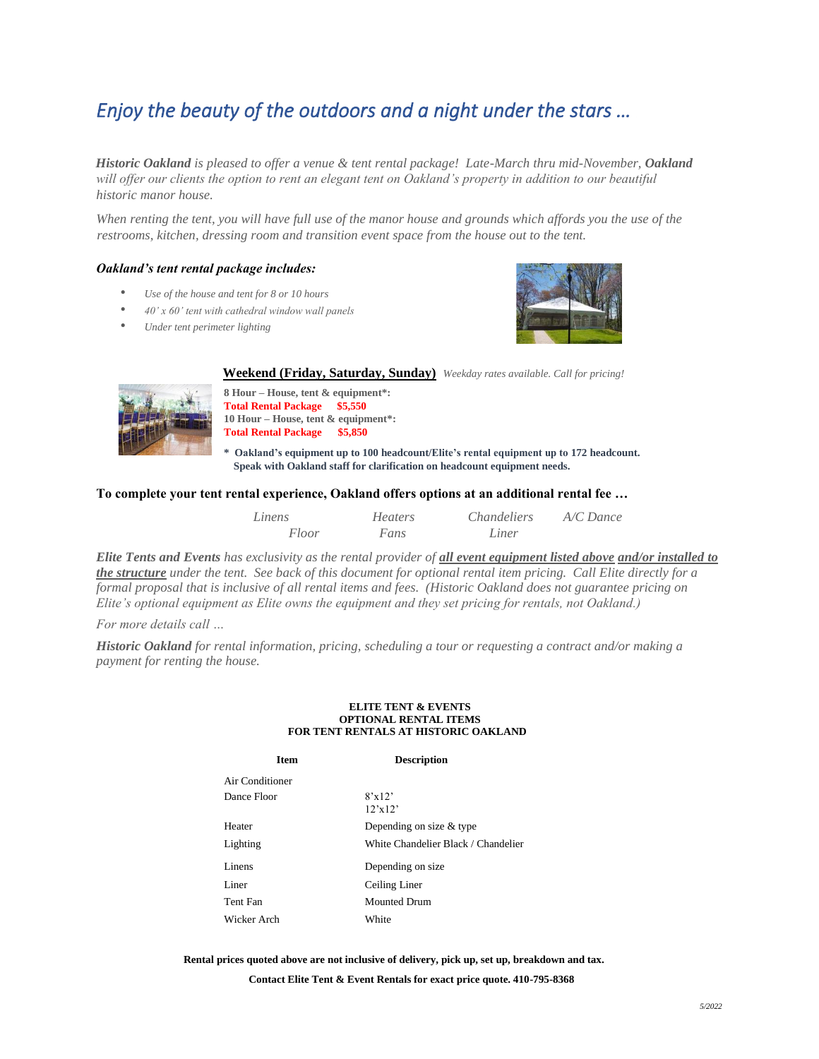# *Enjoy the beauty of the outdoors and a night under the stars …*

***Historic Oakland*** *is pleased to offer a venue & tent rental package! Late-March thru mid-November,* ***Oakland*** *will offer our clients the option to rent an elegant tent on Oakland's property in addition to our beautiful historic manor house.*

*When renting the tent, you will have full use of the manor house and grounds which affords you the use of the restrooms, kitchen, dressing room and transition event space from the house out to the tent.*

***Oakland's tent rental package includes:***

- *Use of the house and tent for 8 or 10 hours*
- *40' x 60' tent with cathedral window wall panels*
- *Under tent perimeter lighting*

**Weekend (Friday, Saturday, Sunday)** *Weekday rates available. Call for pricing!*

**8 Hour – House, tent & equipment\*:**
**Total Rental Package $5,550**
**10 Hour – House, tent & equipment\*:**
**Total Rental Package $5,850**

**\* Oakland's equipment up to 100 headcount/Elite's rental equipment up to 172 headcount. Speak with Oakland staff for clarification on headcount equipment needs.**

**To complete your tent rental experience, Oakland offers options at an additional rental fee …**

*Linens   Heaters   Chandeliers   A/C Dance Floor   Fans   Liner*

***Elite Tents and Events*** *has exclusivity as the rental provider of* ***all event equipment listed above and/or installed to the structure*** *under the tent. See back of this document for optional rental item pricing. Call Elite directly for a formal proposal that is inclusive of all rental items and fees. (Historic Oakland does not guarantee pricing on Elite's optional equipment as Elite owns the equipment and they set pricing for rentals, not Oakland.)*

*For more details call …*

***Historic Oakland*** *for rental information, pricing, scheduling a tour or requesting a contract and/or making a payment for renting the house.*

**ELITE TENT & EVENTS**
**OPTIONAL RENTAL ITEMS**
**FOR TENT RENTALS AT HISTORIC OAKLAND**

| Item | Description |
|---|---|
| Air Conditioner | |
| Dance Floor | 8'x12'<br>12'x12' |
| Heater | Depending on size & type |
| Lighting | White Chandelier Black / Chandelier |
| Linens | Depending on size |
| Liner | Ceiling Liner |
| Tent Fan | Mounted Drum |
| Wicker Arch | White |

**Rental prices quoted above are not inclusive of delivery, pick up, set up, breakdown and tax.**

**Contact Elite Tent & Event Rentals for exact price quote. 410-795-8368**

*5/2022*